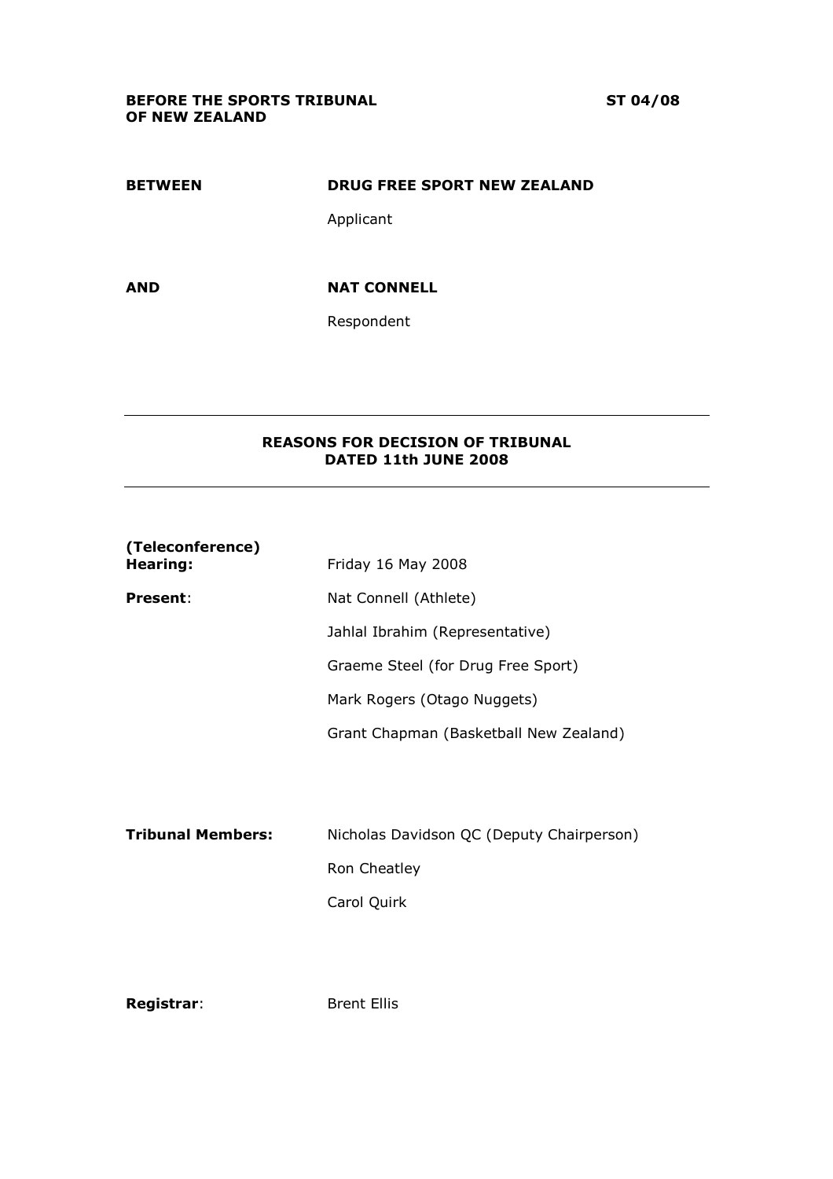**BEFORE THE SPORTS TRIBUNAL OF NEW ZEALAND**

**ST 04/08**

**BETWEEN** **DRUG FREE SPORT NEW ZEALAND**

Applicant

**AND** **NAT CONNELL**

Respondent

---

**REASONS FOR DECISION OF TRIBUNAL DATED 11th JUNE 2008**

---

**(Teleconference) Hearing:** Friday 16 May 2008

**Present**: Nat Connell (Athlete)

Jahlal Ibrahim (Representative)

Graeme Steel (for Drug Free Sport)

Mark Rogers (Otago Nuggets)

Grant Chapman (Basketball New Zealand)

**Tribunal Members:** Nicholas Davidson QC (Deputy Chairperson)

Ron Cheatley

Carol Quirk

**Registrar**: Brent Ellis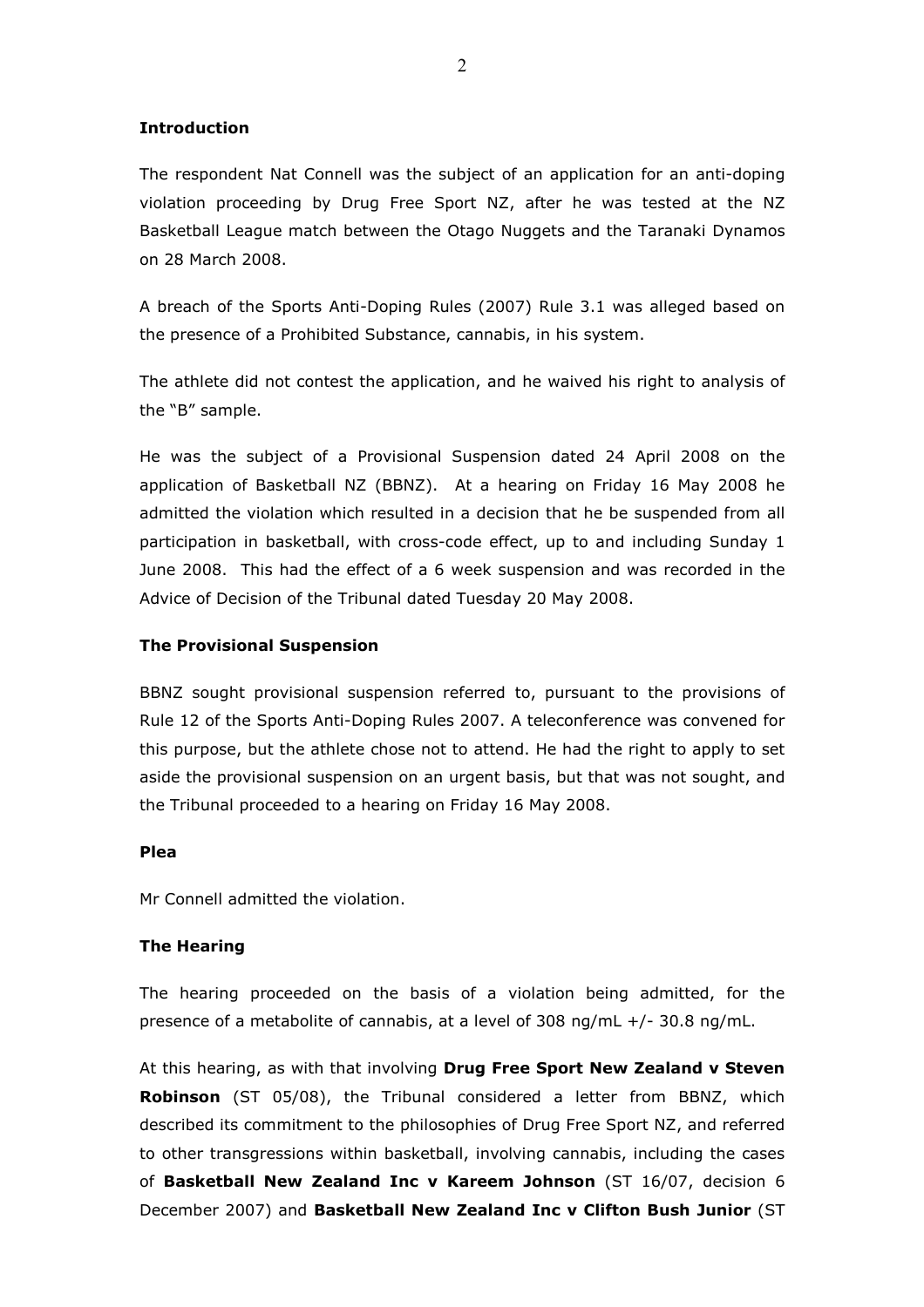### Introduction

The respondent Nat Connell was the subject of an application for an anti-doping violation proceeding by Drug Free Sport NZ, after he was tested at the NZ Basketball League match between the Otago Nuggets and the Taranaki Dynamos on 28 March 2008.

A breach of the Sports Anti-Doping Rules (2007) Rule 3.1 was alleged based on the presence of a Prohibited Substance, cannabis, in his system.

The athlete did not contest the application, and he waived his right to analysis of the "B" sample.

He was the subject of a Provisional Suspension dated 24 April 2008 on the application of Basketball NZ (BBNZ). At a hearing on Friday 16 May 2008 he admitted the violation which resulted in a decision that he be suspended from all participation in basketball, with cross-code effect, up to and including Sunday 1 June 2008. This had the effect of a 6 week suspension and was recorded in the Advice of Decision of the Tribunal dated Tuesday 20 May 2008.

### The Provisional Suspension

BBNZ sought provisional suspension referred to, pursuant to the provisions of Rule 12 of the Sports Anti-Doping Rules 2007. A teleconference was convened for this purpose, but the athlete chose not to attend. He had the right to apply to set aside the provisional suspension on an urgent basis, but that was not sought, and the Tribunal proceeded to a hearing on Friday 16 May 2008.

### Plea

Mr Connell admitted the violation.

### The Hearing

The hearing proceeded on the basis of a violation being admitted, for the presence of a metabolite of cannabis, at a level of 308 ng/mL +/- 30.8 ng/mL.

At this hearing, as with that involving **Drug Free Sport New Zealand v Steven Robinson** (ST 05/08), the Tribunal considered a letter from BBNZ, which described its commitment to the philosophies of Drug Free Sport NZ, and referred to other transgressions within basketball, involving cannabis, including the cases of **Basketball New Zealand Inc v Kareem Johnson** (ST 16/07, decision 6 December 2007) and **Basketball New Zealand Inc v Clifton Bush Junior** (ST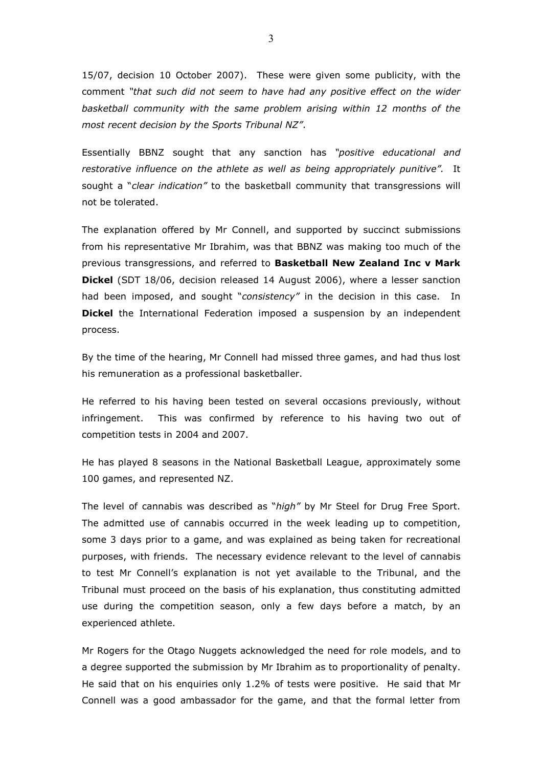15/07, decision 10 October 2007). These were given some publicity, with the comment *"that such did not seem to have had any positive effect on the wider basketball community with the same problem arising within 12 months of the most recent decision by the Sports Tribunal NZ"*.

Essentially BBNZ sought that any sanction has *"positive educational and restorative influence on the athlete as well as being appropriately punitive".* It sought a "*clear indication"* to the basketball community that transgressions will not be tolerated.

The explanation offered by Mr Connell, and supported by succinct submissions from his representative Mr Ibrahim, was that BBNZ was making too much of the previous transgressions, and referred to **Basketball New Zealand Inc v Mark Dickel** (SDT 18/06, decision released 14 August 2006), where a lesser sanction had been imposed, and sought "*consistency"* in the decision in this case. In **Dickel** the International Federation imposed a suspension by an independent process.

By the time of the hearing, Mr Connell had missed three games, and had thus lost his remuneration as a professional basketballer.

He referred to his having been tested on several occasions previously, without infringement. This was confirmed by reference to his having two out of competition tests in 2004 and 2007.

He has played 8 seasons in the National Basketball League, approximately some 100 games, and represented NZ.

The level of cannabis was described as "*high"* by Mr Steel for Drug Free Sport. The admitted use of cannabis occurred in the week leading up to competition, some 3 days prior to a game, and was explained as being taken for recreational purposes, with friends. The necessary evidence relevant to the level of cannabis to test Mr Connell's explanation is not yet available to the Tribunal, and the Tribunal must proceed on the basis of his explanation, thus constituting admitted use during the competition season, only a few days before a match, by an experienced athlete.

Mr Rogers for the Otago Nuggets acknowledged the need for role models, and to a degree supported the submission by Mr Ibrahim as to proportionality of penalty. He said that on his enquiries only 1.2% of tests were positive. He said that Mr Connell was a good ambassador for the game, and that the formal letter from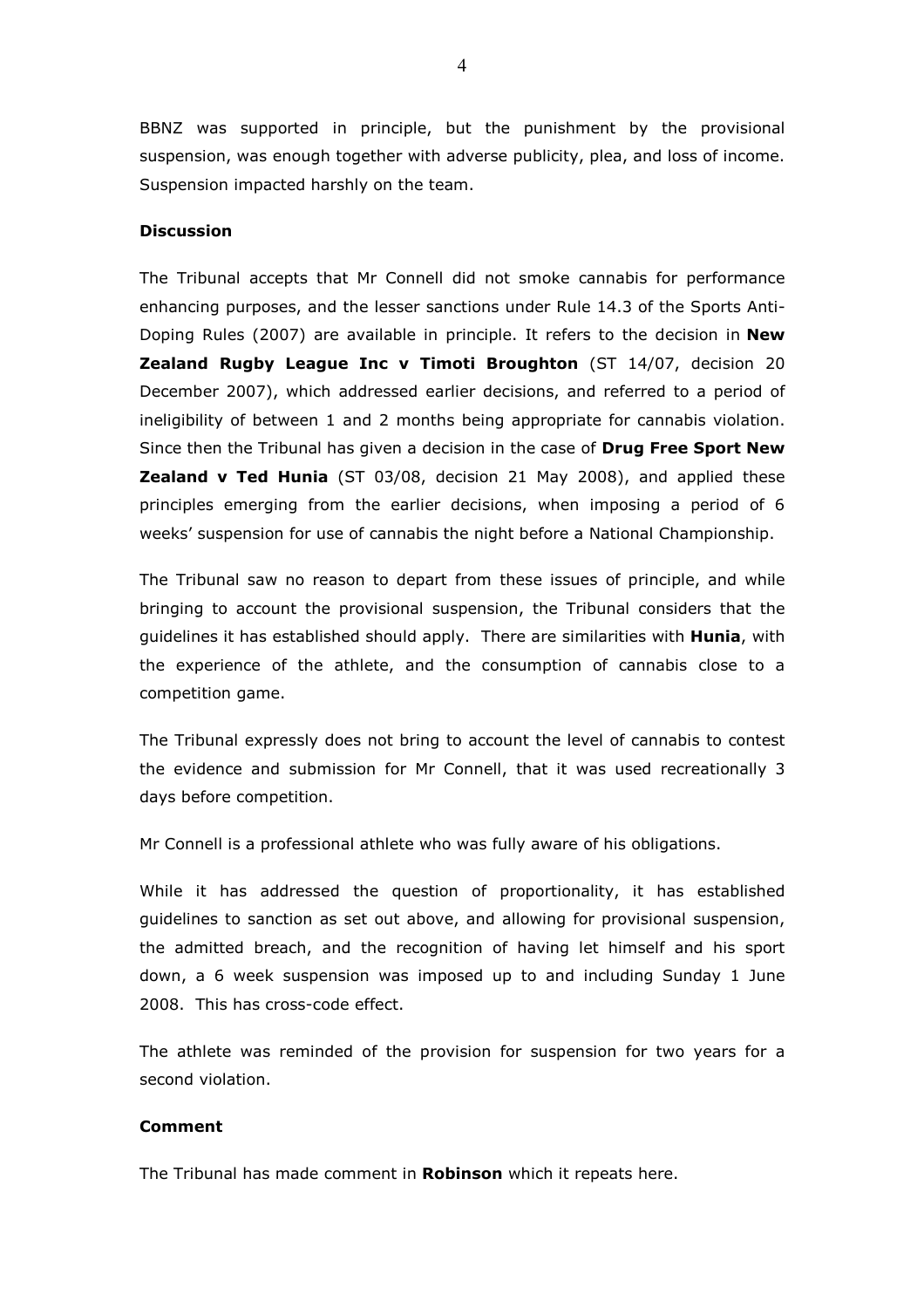BBNZ was supported in principle, but the punishment by the provisional suspension, was enough together with adverse publicity, plea, and loss of income. Suspension impacted harshly on the team.

**Discussion**

The Tribunal accepts that Mr Connell did not smoke cannabis for performance enhancing purposes, and the lesser sanctions under Rule 14.3 of the Sports Anti-Doping Rules (2007) are available in principle. It refers to the decision in **New Zealand Rugby League Inc v Timoti Broughton** (ST 14/07, decision 20 December 2007), which addressed earlier decisions, and referred to a period of ineligibility of between 1 and 2 months being appropriate for cannabis violation. Since then the Tribunal has given a decision in the case of **Drug Free Sport New Zealand v Ted Hunia** (ST 03/08, decision 21 May 2008), and applied these principles emerging from the earlier decisions, when imposing a period of 6 weeks' suspension for use of cannabis the night before a National Championship.

The Tribunal saw no reason to depart from these issues of principle, and while bringing to account the provisional suspension, the Tribunal considers that the guidelines it has established should apply. There are similarities with **Hunia**, with the experience of the athlete, and the consumption of cannabis close to a competition game.

The Tribunal expressly does not bring to account the level of cannabis to contest the evidence and submission for Mr Connell, that it was used recreationally 3 days before competition.

Mr Connell is a professional athlete who was fully aware of his obligations.

While it has addressed the question of proportionality, it has established guidelines to sanction as set out above, and allowing for provisional suspension, the admitted breach, and the recognition of having let himself and his sport down, a 6 week suspension was imposed up to and including Sunday 1 June 2008. This has cross-code effect.

The athlete was reminded of the provision for suspension for two years for a second violation.

**Comment**

The Tribunal has made comment in **Robinson** which it repeats here.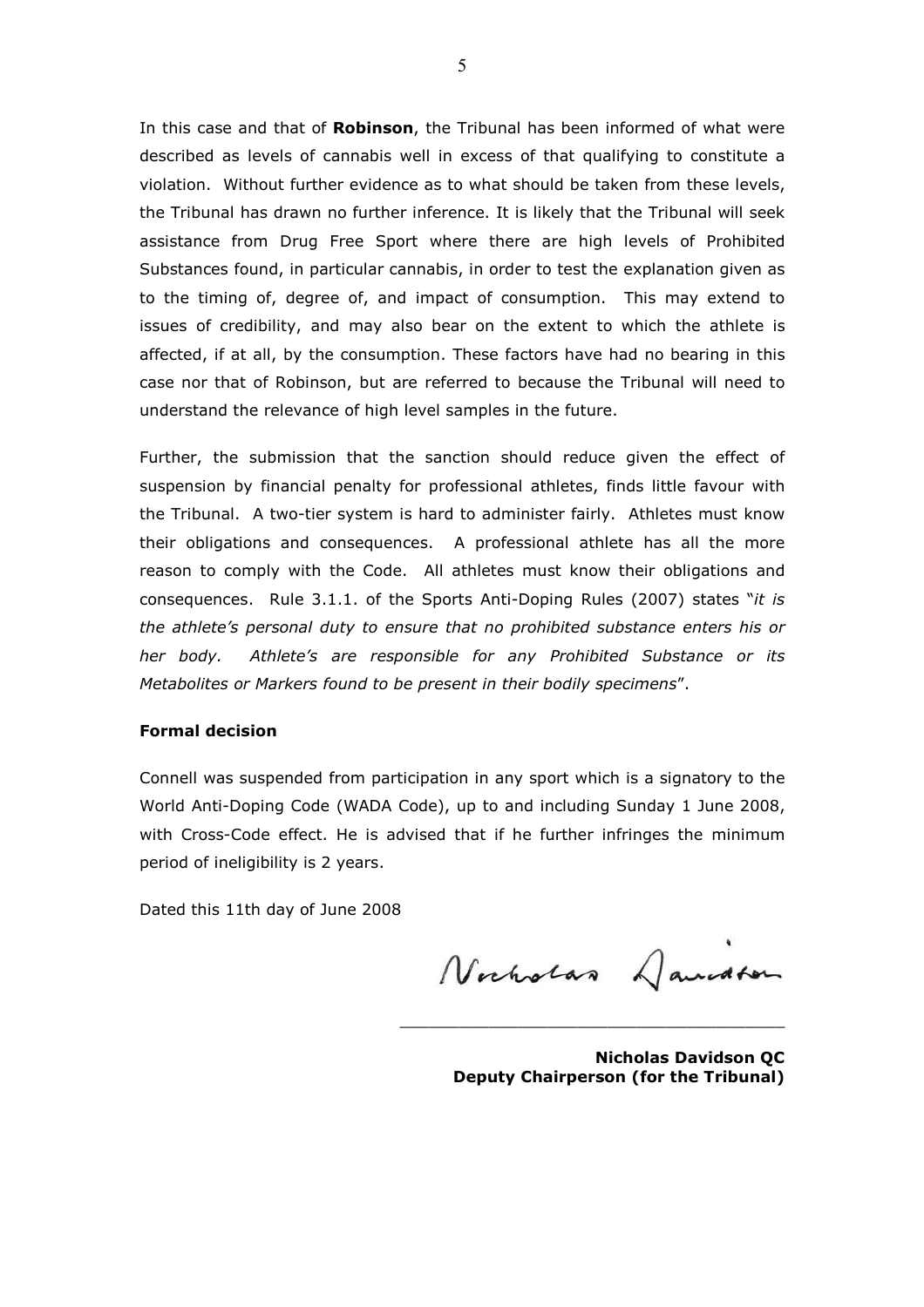In this case and that of **Robinson**, the Tribunal has been informed of what were described as levels of cannabis well in excess of that qualifying to constitute a violation. Without further evidence as to what should be taken from these levels, the Tribunal has drawn no further inference. It is likely that the Tribunal will seek assistance from Drug Free Sport where there are high levels of Prohibited Substances found, in particular cannabis, in order to test the explanation given as to the timing of, degree of, and impact of consumption. This may extend to issues of credibility, and may also bear on the extent to which the athlete is affected, if at all, by the consumption. These factors have had no bearing in this case nor that of Robinson, but are referred to because the Tribunal will need to understand the relevance of high level samples in the future.

Further, the submission that the sanction should reduce given the effect of suspension by financial penalty for professional athletes, finds little favour with the Tribunal. A two-tier system is hard to administer fairly. Athletes must know their obligations and consequences. A professional athlete has all the more reason to comply with the Code. All athletes must know their obligations and consequences. Rule 3.1.1. of the Sports Anti-Doping Rules (2007) states "*it is the athlete's personal duty to ensure that no prohibited substance enters his or her body. Athlete's are responsible for any Prohibited Substance or its Metabolites or Markers found to be present in their bodily specimens*".

**Formal decision**

Connell was suspended from participation in any sport which is a signatory to the World Anti-Doping Code (WADA Code), up to and including Sunday 1 June 2008, with Cross-Code effect. He is advised that if he further infringes the minimum period of ineligibility is 2 years.

Dated this 11th day of June 2008

Nicholas Davidson

**Nicholas Davidson QC**
**Deputy Chairperson (for the Tribunal)**